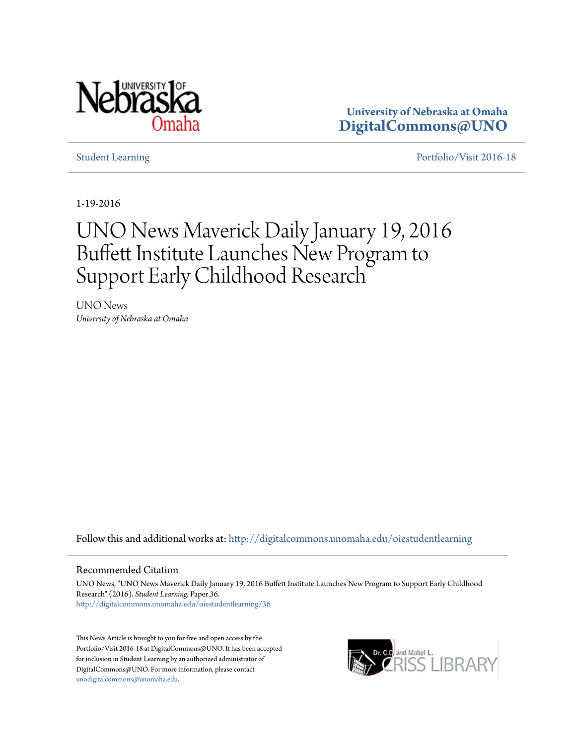University of Nebraska at Omaha
**DigitalCommons@UNO**

Student Learning | Portfolio/Visit 2016-18

1-19-2016

# UNO News Maverick Daily January 19, 2016 Buffett Institute Launches New Program to Support Early Childhood Research

UNO News
*University of Nebraska at Omaha*

Follow this and additional works at: http://digitalcommons.unomaha.edu/oiestudentlearning

## Recommended Citation

UNO News, "UNO News Maverick Daily January 19, 2016 Buffett Institute Launches New Program to Support Early Childhood Research" (2016). *Student Learning*. Paper 36.
http://digitalcommons.unomaha.edu/oiestudentlearning/36

This News Article is brought to you for free and open access by the Portfolio/Visit 2016-18 at DigitalCommons@UNO. It has been accepted for inclusion in Student Learning by an authorized administrator of DigitalCommons@UNO. For more information, please contact unodigitalcommons@unomaha.edu.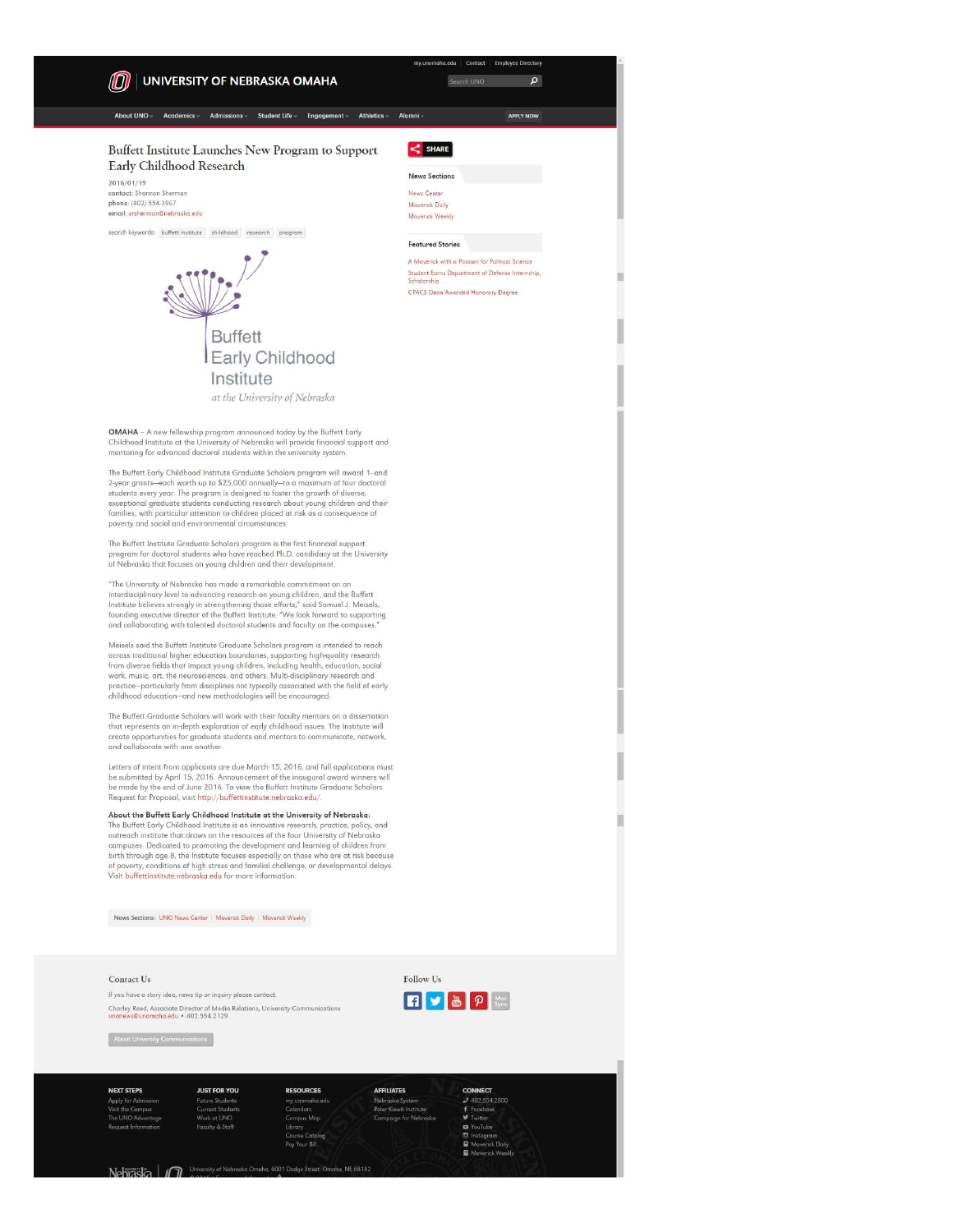my.unomaha.edu | Contact | Employee Directory

# UNIVERSITY OF NEBRASKA OMAHA

Search UNO

About UNO | Academics | Admissions | Student Life | Engagement | Athletics | Alumni | APPLY NOW

## Buffett Institute Launches New Program to Support Early Childhood Research

2016/01/19
**contact:** Shannon Sherman
**phone:** (402) 554-3967
**email:** ssherman@nebraska.edu

search keywords: buffett institute | childhood | research | program

Buffett Early Childhood Institute
*at the University of Nebraska*

**OMAHA** – A new fellowship program announced today by the Buffett Early Childhood Institute at the University of Nebraska will provide financial support and mentoring for advanced doctoral students within the university system.

The Buffett Early Childhood Institute Graduate Scholars program will award 1- and 2-year grants—each worth up to $25,000 annually—to a maximum of four doctoral students every year. The program is designed to foster the growth of diverse, exceptional graduate students conducting research about young children and their families, with particular attention to children placed at risk as a consequence of poverty and social and environmental circumstances.

The Buffett Institute Graduate Scholars program is the first financial support program for doctoral students who have reached Ph.D. candidacy at the University of Nebraska that focuses on young children and their development.

"The University of Nebraska has made a remarkable commitment on an interdisciplinary level to advancing research on young children, and the Buffett Institute believes strongly in strengthening those efforts," said Samuel J. Meisels, founding executive director of the Buffett Institute. "We look forward to supporting and collaborating with talented doctoral students and faculty on the campuses."

Meisels said the Buffett Institute Graduate Scholars program is intended to reach across traditional higher education boundaries, supporting high-quality research from diverse fields that impact young children, including health, education, social work, music, art, the neurosciences, and others. Multi-disciplinary research and practice—particularly from disciplines not typically associated with the field of early childhood education—and new methodologies will be encouraged.

The Buffett Graduate Scholars will work with their faculty mentors on a dissertation that represents an in-depth exploration of early childhood issues. The Institute will create opportunities for graduate students and mentors to communicate, network, and collaborate with one another.

Letters of intent from applicants are due March 15, 2016, and full applications must be submitted by April 15, 2016. Announcement of the inaugural award winners will be made by the end of June 2016. To view the Buffett Institute Graduate Scholars Request for Proposal, visit http://buffettinstitute.nebraska.edu/.

**About the Buffett Early Childhood Institute at the University of Nebraska:**
The Buffett Early Childhood Institute is an innovative research, practice, policy, and outreach institute that draws on the resources of the four University of Nebraska campuses. Dedicated to promoting the development and learning of children from birth through age 8, the Institute focuses especially on those who are at risk because of poverty, conditions of high stress and familial challenge, or developmental delays. Visit buffettinstitute.nebraska.edu for more information.

News Sections: UNO News Center | Maverick Daily | Maverick Weekly

SHARE

### News Sections

- News Center
- Maverick Daily
- Maverick Weekly

### Featured Stories

- A Maverick with a Passion for Political Science
- Student Earns Department of Defense Internship, Scholarship
- CPACS Dean Awarded Honorary Degree

### Contact Us

If you have a story idea, news tip or inquiry please contact:

Charley Reed, Associate Director of Media Relations, University Communications
unonews@unomaha.edu • 402.554.2129

About University Communications

### Follow Us

**NEXT STEPS**
Apply for Admission
Visit the Campus
The UNO Advantage
Request Information

**JUST FOR YOU**
Future Students
Current Students
Work at UNO
Faculty & Staff

**RESOURCES**
my.unomaha.edu
Calendars
Campus Map
Library
Course Catalog
Pay Your Bill

**AFFILIATES**
Nebraska System
Peter Kiewit Institute
Campaign for Nebraska

**CONNECT**
402.554.2800
Facebook
Twitter
YouTube
Instagram
Maverick Daily
Maverick Weekly

University of Nebraska Omaha, 6001 Dodge Street, Omaha, NE 68182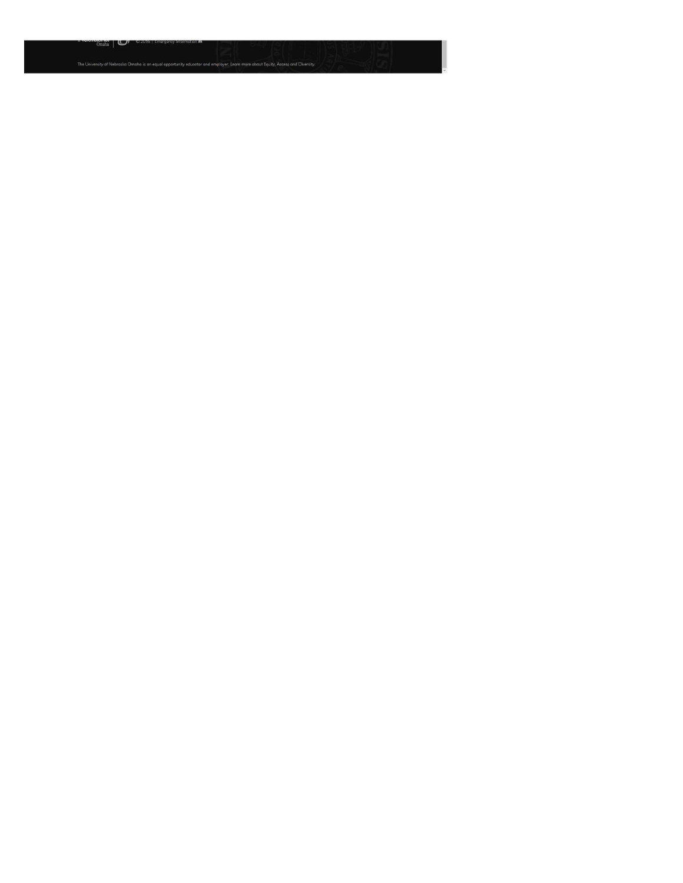© 2016 | Emergency Information

The University of Nebraska Omaha is an equal opportunity educator and employer. Learn more about Equity, Access and Diversity.